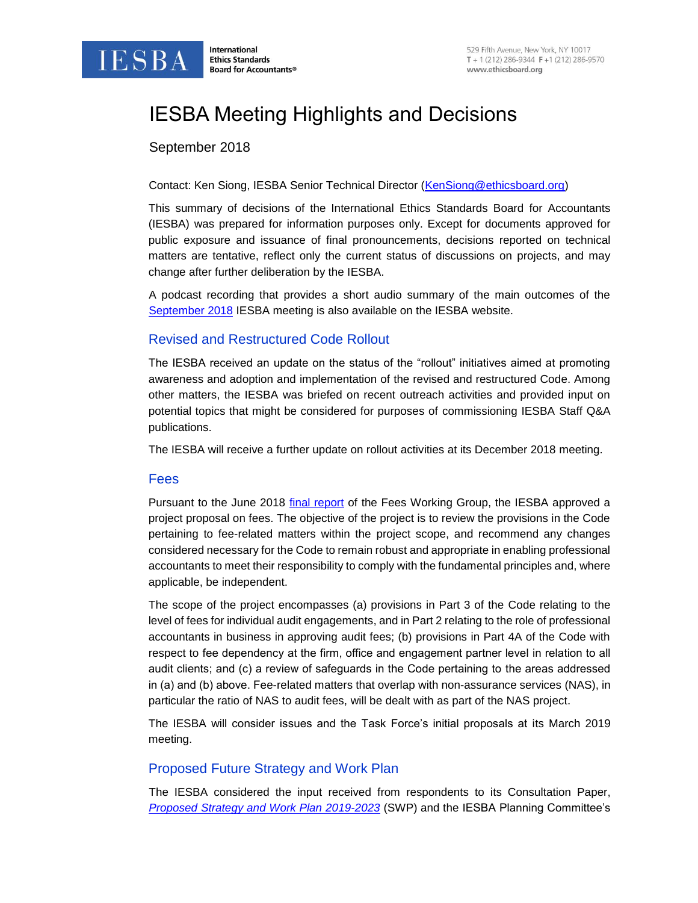# IESBA Meeting Highlights and Decisions

September 2018

Contact: Ken Siong, IESBA Senior Technical Director (KenSiong@ethicsboard.org)

This summary of decisions of the International Ethics Standards Board for Accountants (IESBA) was prepared for information purposes only. Except for documents approved for public exposure and issuance of final pronouncements, decisions reported on technical matters are tentative, reflect only the current status of discussions on projects, and may change after further deliberation by the IESBA.

A podcast recording that provides a short audio summary of the main outcomes of the September 2018 IESBA meeting is also available on the IESBA website.

## Revised and Restructured Code Rollout

The IESBA received an update on the status of the "rollout" initiatives aimed at promoting awareness and adoption and implementation of the revised and restructured Code. Among other matters, the IESBA was briefed on recent outreach activities and provided input on potential topics that might be considered for purposes of commissioning IESBA Staff Q&A publications.

The IESBA will receive a further update on rollout activities at its December 2018 meeting.

## Fees

Pursuant to the June 2018 final report of the Fees Working Group, the IESBA approved a project proposal on fees. The objective of the project is to review the provisions in the Code pertaining to fee-related matters within the project scope, and recommend any changes considered necessary for the Code to remain robust and appropriate in enabling professional accountants to meet their responsibility to comply with the fundamental principles and, where applicable, be independent.

The scope of the project encompasses (a) provisions in Part 3 of the Code relating to the level of fees for individual audit engagements, and in Part 2 relating to the role of professional accountants in business in approving audit fees; (b) provisions in Part 4A of the Code with respect to fee dependency at the firm, office and engagement partner level in relation to all audit clients; and (c) a review of safeguards in the Code pertaining to the areas addressed in (a) and (b) above. Fee-related matters that overlap with non-assurance services (NAS), in particular the ratio of NAS to audit fees, will be dealt with as part of the NAS project.

The IESBA will consider issues and the Task Force's initial proposals at its March 2019 meeting.

## Proposed Future Strategy and Work Plan

The IESBA considered the input received from respondents to its Consultation Paper, *Proposed Strategy and Work Plan 2019-2023* (SWP) and the IESBA Planning Committee's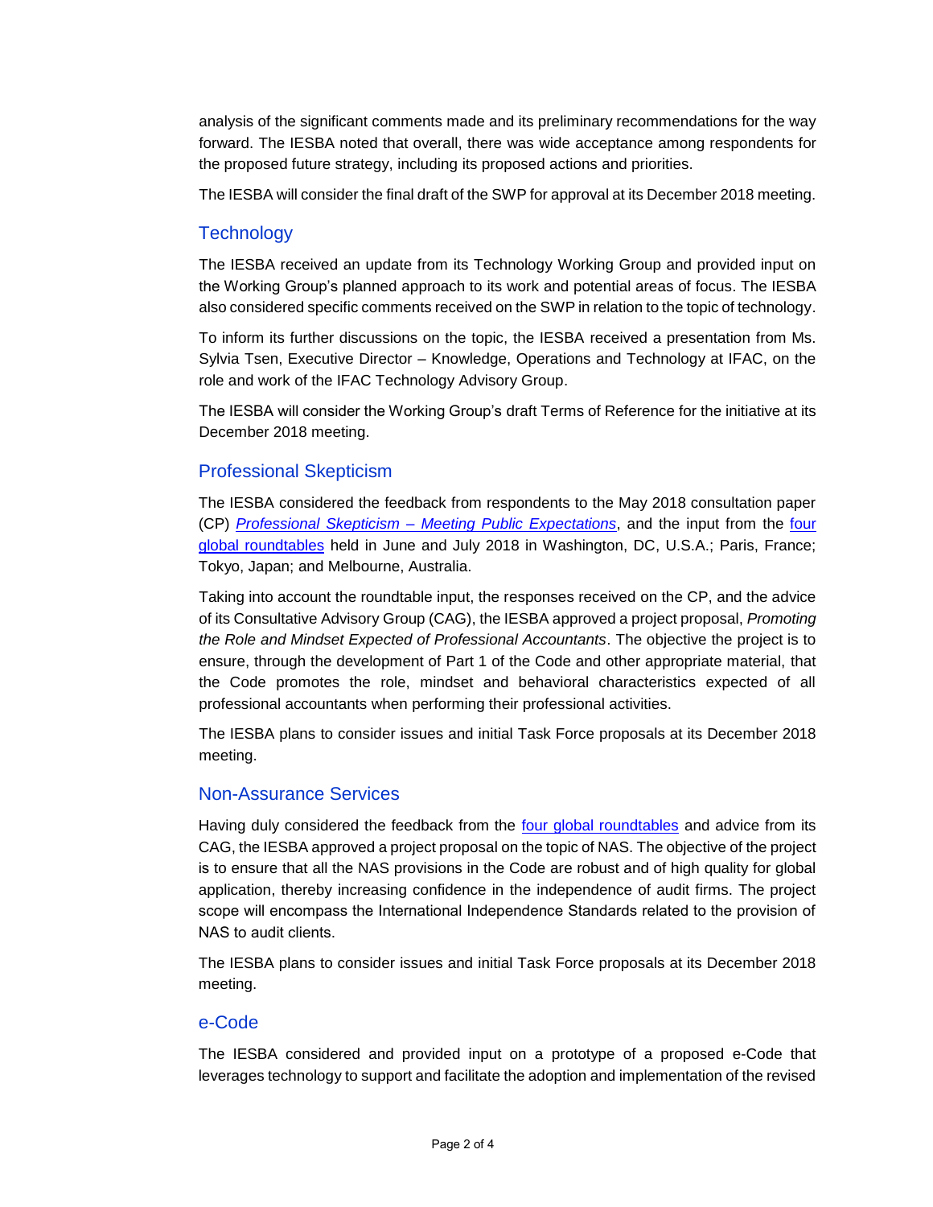analysis of the significant comments made and its preliminary recommendations for the way forward. The IESBA noted that overall, there was wide acceptance among respondents for the proposed future strategy, including its proposed actions and priorities.

The IESBA will consider the final draft of the SWP for approval at its December 2018 meeting.

## Technology

The IESBA received an update from its Technology Working Group and provided input on the Working Group's planned approach to its work and potential areas of focus. The IESBA also considered specific comments received on the SWP in relation to the topic of technology.

To inform its further discussions on the topic, the IESBA received a presentation from Ms. Sylvia Tsen, Executive Director – Knowledge, Operations and Technology at IFAC, on the role and work of the IFAC Technology Advisory Group.

The IESBA will consider the Working Group's draft Terms of Reference for the initiative at its December 2018 meeting.

## Professional Skepticism

The IESBA considered the feedback from respondents to the May 2018 consultation paper (CP) *Professional Skepticism – Meeting Public Expectations*, and the input from the four global roundtables held in June and July 2018 in Washington, DC, U.S.A.; Paris, France; Tokyo, Japan; and Melbourne, Australia.

Taking into account the roundtable input, the responses received on the CP, and the advice of its Consultative Advisory Group (CAG), the IESBA approved a project proposal, *Promoting the Role and Mindset Expected of Professional Accountants*. The objective the project is to ensure, through the development of Part 1 of the Code and other appropriate material, that the Code promotes the role, mindset and behavioral characteristics expected of all professional accountants when performing their professional activities.

The IESBA plans to consider issues and initial Task Force proposals at its December 2018 meeting.

## Non-Assurance Services

Having duly considered the feedback from the four global roundtables and advice from its CAG, the IESBA approved a project proposal on the topic of NAS. The objective of the project is to ensure that all the NAS provisions in the Code are robust and of high quality for global application, thereby increasing confidence in the independence of audit firms. The project scope will encompass the International Independence Standards related to the provision of NAS to audit clients.

The IESBA plans to consider issues and initial Task Force proposals at its December 2018 meeting.

## e-Code

The IESBA considered and provided input on a prototype of a proposed e-Code that leverages technology to support and facilitate the adoption and implementation of the revised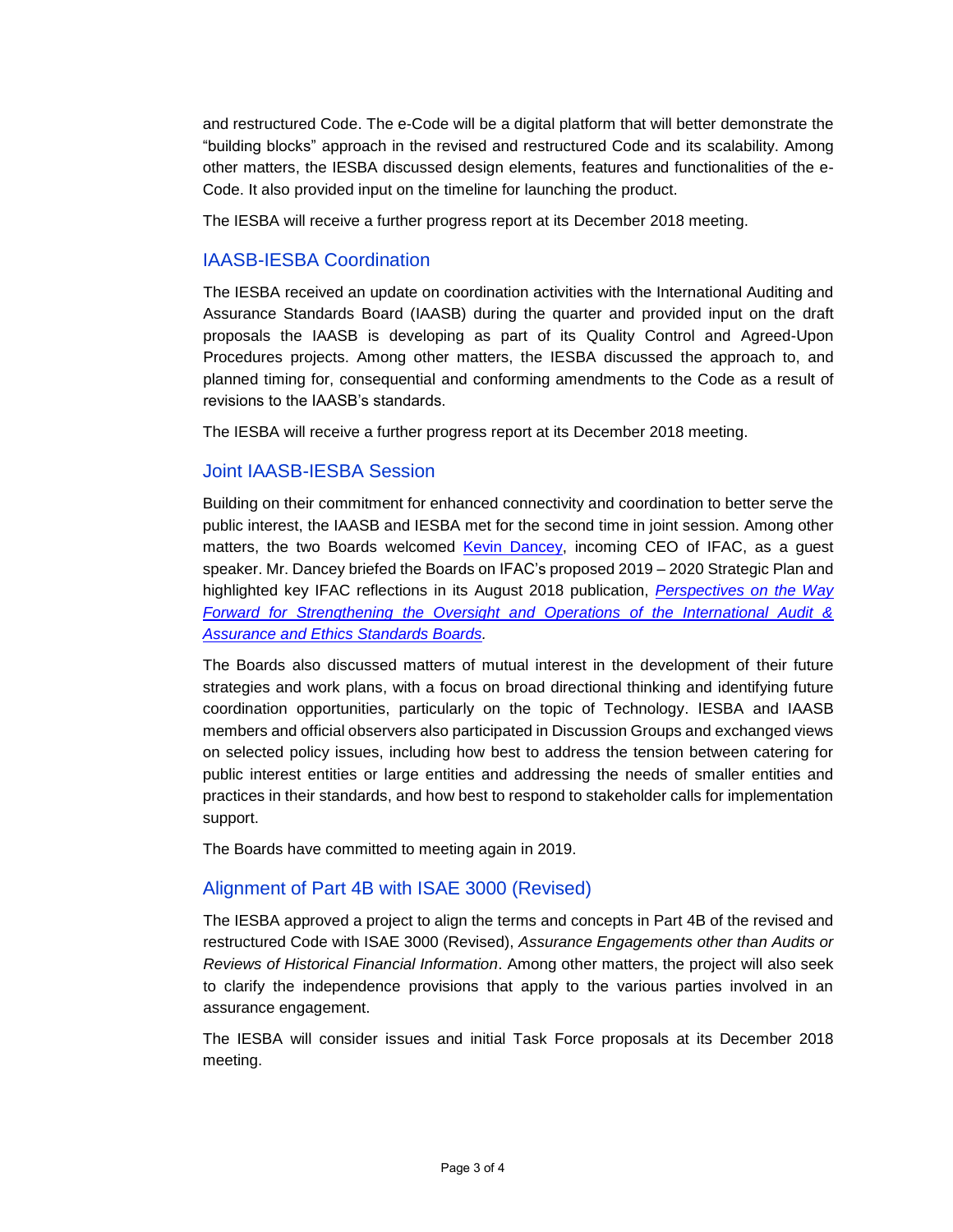and restructured Code. The e-Code will be a digital platform that will better demonstrate the "building blocks" approach in the revised and restructured Code and its scalability. Among other matters, the IESBA discussed design elements, features and functionalities of the e-Code. It also provided input on the timeline for launching the product.

The IESBA will receive a further progress report at its December 2018 meeting.

## IAASB-IESBA Coordination

The IESBA received an update on coordination activities with the International Auditing and Assurance Standards Board (IAASB) during the quarter and provided input on the draft proposals the IAASB is developing as part of its Quality Control and Agreed-Upon Procedures projects. Among other matters, the IESBA discussed the approach to, and planned timing for, consequential and conforming amendments to the Code as a result of revisions to the IAASB's standards.

The IESBA will receive a further progress report at its December 2018 meeting.

## Joint IAASB-IESBA Session

Building on their commitment for enhanced connectivity and coordination to better serve the public interest, the IAASB and IESBA met for the second time in joint session. Among other matters, the two Boards welcomed Kevin Dancey, incoming CEO of IFAC, as a guest speaker. Mr. Dancey briefed the Boards on IFAC's proposed 2019 – 2020 Strategic Plan and highlighted key IFAC reflections in its August 2018 publication, *Perspectives on the Way Forward for Strengthening the Oversight and Operations of the International Audit & Assurance and Ethics Standards Boards.*

The Boards also discussed matters of mutual interest in the development of their future strategies and work plans, with a focus on broad directional thinking and identifying future coordination opportunities, particularly on the topic of Technology. IESBA and IAASB members and official observers also participated in Discussion Groups and exchanged views on selected policy issues, including how best to address the tension between catering for public interest entities or large entities and addressing the needs of smaller entities and practices in their standards, and how best to respond to stakeholder calls for implementation support.

The Boards have committed to meeting again in 2019.

## Alignment of Part 4B with ISAE 3000 (Revised)

The IESBA approved a project to align the terms and concepts in Part 4B of the revised and restructured Code with ISAE 3000 (Revised), *Assurance Engagements other than Audits or Reviews of Historical Financial Information*. Among other matters, the project will also seek to clarify the independence provisions that apply to the various parties involved in an assurance engagement.

The IESBA will consider issues and initial Task Force proposals at its December 2018 meeting.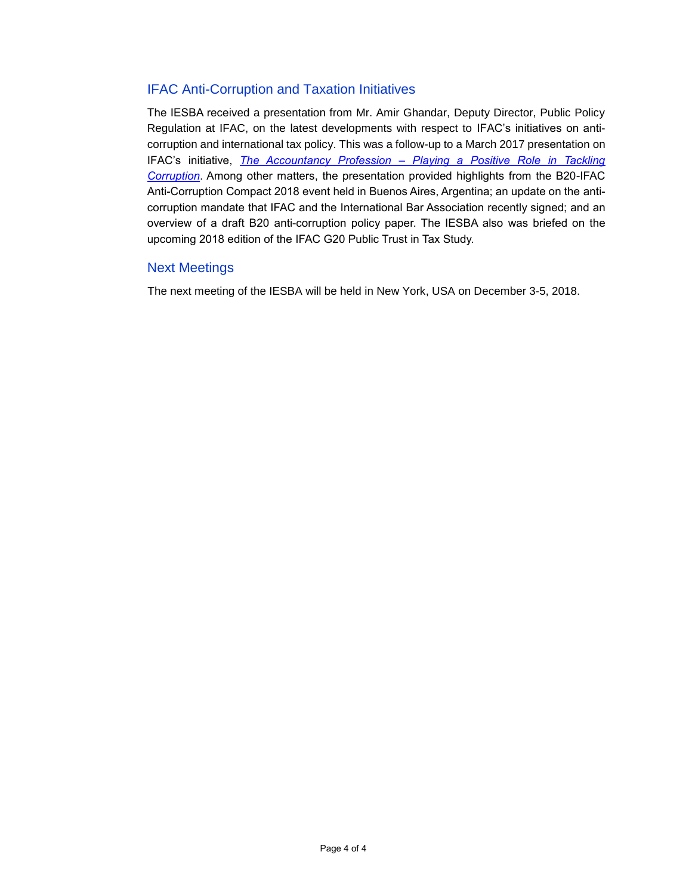## IFAC Anti-Corruption and Taxation Initiatives

The IESBA received a presentation from Mr. Amir Ghandar, Deputy Director, Public Policy Regulation at IFAC, on the latest developments with respect to IFAC's initiatives on anti-corruption and international tax policy. This was a follow-up to a March 2017 presentation on IFAC's initiative, *The Accountancy Profession – Playing a Positive Role in Tackling Corruption*. Among other matters, the presentation provided highlights from the B20-IFAC Anti-Corruption Compact 2018 event held in Buenos Aires, Argentina; an update on the anti-corruption mandate that IFAC and the International Bar Association recently signed; and an overview of a draft B20 anti-corruption policy paper. The IESBA also was briefed on the upcoming 2018 edition of the IFAC G20 Public Trust in Tax Study.

## Next Meetings

The next meeting of the IESBA will be held in New York, USA on December 3-5, 2018.